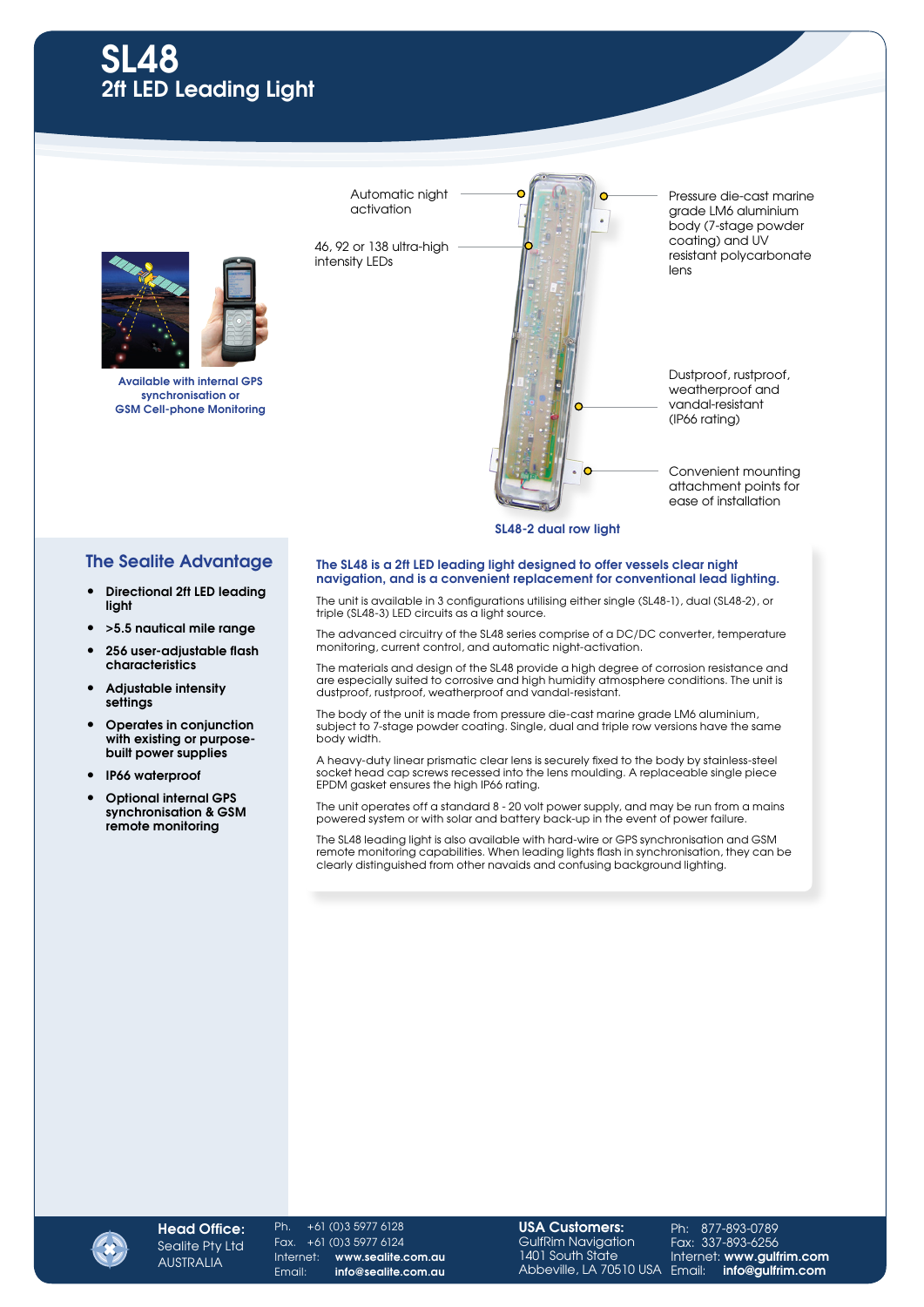# SL48
## 2ft LED Leading Light

Automatic night activation

46, 92 or 138 ultra-high intensity LEDs

Pressure die-cast marine grade LM6 aluminium body (7-stage powder coating) and UV resistant polycarbonate lens

Dustproof, rustproof, weatherproof and vandal-resistant (IP66 rating)

Convenient mounting attachment points for ease of installation

SL48-2 dual row light

**Available with internal GPS synchronisation or GSM Cell-phone Monitoring**

## The Sealite Advantage

- **Directional 2ft LED leading light**
- **>5.5 nautical mile range**
- **256 user-adjustable flash characteristics**
- **Adjustable intensity settings**
- **Operates in conjunction with existing or purpose-built power supplies**
- **IP66 waterproof**
- **Optional internal GPS synchronisation & GSM remote monitoring**

**The SL48 is a 2ft LED leading light designed to offer vessels clear night navigation, and is a convenient replacement for conventional lead lighting.**

The unit is available in 3 configurations utilising either single (SL48-1), dual (SL48-2), or triple (SL48-3) LED circuits as a light source.

The advanced circuitry of the SL48 series comprise of a DC/DC converter, temperature monitoring, current control, and automatic night-activation.

The materials and design of the SL48 provide a high degree of corrosion resistance and are especially suited to corrosive and high humidity atmosphere conditions. The unit is dustproof, rustproof, weatherproof and vandal-resistant.

The body of the unit is made from pressure die-cast marine grade LM6 aluminium, subject to 7-stage powder coating. Single, dual and triple row versions have the same body width.

A heavy-duty linear prismatic clear lens is securely fixed to the body by stainless-steel socket head cap screws recessed into the lens moulding. A replaceable single piece EPDM gasket ensures the high IP66 rating.

The unit operates off a standard 8 - 20 volt power supply, and may be run from a mains powered system or with solar and battery back-up in the event of power failure.

The SL48 leading light is also available with hard-wire or GPS synchronisation and GSM remote monitoring capabilities. When leading lights flash in synchronisation, they can be clearly distinguished from other navaids and confusing background lighting.

**Head Office:**
Sealite Pty Ltd
AUSTRALIA

Ph. +61 (0)3 5977 6128
Fax. +61 (0)3 5977 6124
Internet: **www.sealite.com.au**
Email: **info@sealite.com.au**

**USA Customers:**
GulfRim Navigation
1401 South State
Abbeville, LA 70510 USA

Ph: 877-893-0789
Fax: 337-893-6256
Internet: **www.gulfrim.com**
Email: **info@gulfrim.com**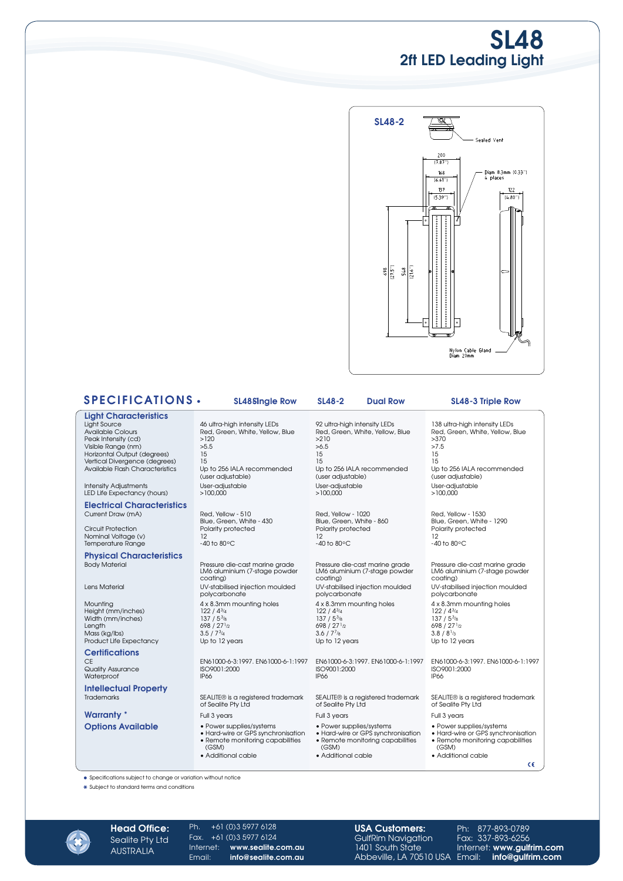# SL48
## 2ft LED Leading Light

SL48-2

Sealed Vent

200 (7.87")

168 (6.61")

137 (5.39")

Diam 8.3mm (0.33") 4 places

122 (4.80")

698 (27.5")

548 (21.6")

Nylon Cable Gland Diam 20mm

## SPECIFICATIONS •

| | SL48-1 Single Row | SL48-2 Dual Row | SL48-3 Triple Row |
|---|---|---|---|
| **Light Characteristics** | | | |
| Light Source | 46 ultra-high intensity LEDs | 92 ultra-high intensity LEDs | 138 ultra-high intensity LEDs |
| Available Colours | Red, Green, White, Yellow, Blue | Red, Green, White, Yellow, Blue | Red, Green, White, Yellow, Blue |
| Peak Intensity (cd) | >120 | >210 | >370 |
| Visible Range (nm) | >5.5 | >6.5 | >7.5 |
| Horizontal Output (degrees) | 15 | 15 | 15 |
| Vertical Divergence (degrees) | 15 | 15 | 15 |
| Available Flash Characteristics | Up to 256 IALA recommended (user adjustable) | Up to 256 IALA recommended (user adjustable) | Up to 256 IALA recommended (user adjustable) |
| Intensity Adjustments | User-adjustable | User-adjustable | User-adjustable |
| LED Life Expectancy (hours) | >100,000 | >100,000 | >100,000 |
| **Electrical Characteristics** | | | |
| Current Draw (mA) | Red, Yellow - 510<br>Blue, Green, White - 430 | Red, Yellow - 1020<br>Blue, Green, White - 860 | Red, Yellow - 1530<br>Blue, Green, White - 1290 |
| Circuit Protection | Polarity protected | Polarity protected | Polarity protected |
| Nominal Voltage (v) | 12 | 12 | 12 |
| Temperature Range | -40 to 80°C | -40 to 80°C | -40 to 80°C |
| **Physical Characteristics** | | | |
| Body Material | Pressure die-cast marine grade LM6 aluminium (7-stage powder coating) | Pressure die-cast marine grade LM6 aluminium (7-stage powder coating) | Pressure die-cast marine grade LM6 aluminium (7-stage powder coating) |
| Lens Material | UV-stabilised injection moulded polycarbonate | UV-stabilised injection moulded polycarbonate | UV-stabilised injection moulded polycarbonate |
| Mounting | 4 x 8.3mm mounting holes | 4 x 8.3mm mounting holes | 4 x 8.3mm mounting holes |
| Height (mm/inches) | 122 / 4¾ | 122 / 4¾ | 122 / 4¾ |
| Width (mm/inches) | 137 / 5⅜ | 137 / 5⅜ | 137 / 5⅜ |
| Length | 698 / 27½ | 698 / 27½ | 698 / 27½ |
| Mass (kg/lbs) | 3.5 / 7¾ | 3.6 / 7⅞ | 3.8 / 8⅓ |
| Product Life Expectancy | Up to 12 years | Up to 12 years | Up to 12 years |
| **Certifications** | | | |
| CE | EN61000-6-3:1997. EN61000-6-1:1997 | EN61000-6-3:1997. EN61000-6-1:1997 | EN61000-6-3:1997. EN61000-6-1:1997 |
| Quality Assurance | ISO9001:2000 | ISO9001:2000 | ISO9001:2000 |
| Waterproof | IP66 | IP66 | IP66 |
| **Intellectual Property** | | | |
| Trademarks | SEALITE® is a registered trademark of Sealite Pty Ltd | SEALITE® is a registered trademark of Sealite Pty Ltd | SEALITE® is a registered trademark of Sealite Pty Ltd |
| **Warranty** * | Full 3 years | Full 3 years | Full 3 years |
| **Options Available** | • Power supplies/systems<br>• Hard-wire or GPS synchronisation<br>• Remote monitoring capabilities (GSM)<br>• Additional cable | • Power supplies/systems<br>• Hard-wire or GPS synchronisation<br>• Remote monitoring capabilities (GSM)<br>• Additional cable | • Power supplies/systems<br>• Hard-wire or GPS synchronisation<br>• Remote monitoring capabilities (GSM)<br>• Additional cable |

CE

• Specifications subject to change or variation without notice

* Subject to standard terms and conditions

**Head Office:**
Sealite Pty Ltd
AUSTRALIA

Ph. +61 (0)3 5977 6128
Fax. +61 (0)3 5977 6124
Internet: **www.sealite.com.au**
Email: **info@sealite.com.au**

**USA Customers:**
GulfRim Navigation
1401 South State
Abbeville, LA 70510 USA

Ph: 877-893-0789
Fax: 337-893-6256
Internet: **www.gulfrim.com**
Email: **info@gulfrim.com**